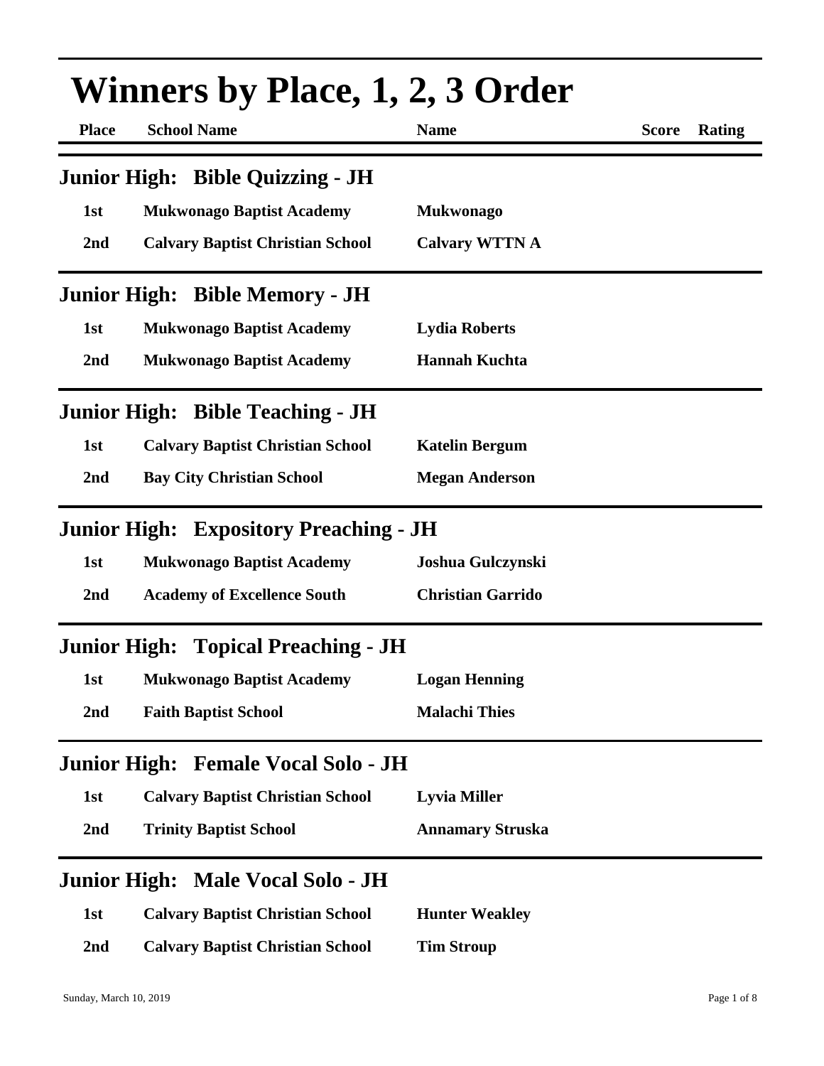# Winners by Place, 1, 2, 3 Order

| Place | School Name | Name | Score | Rating |
|---|---|---|---|---|

## Junior High: Bible Quizzing - JH

| Place | School Name | Name | Score | Rating |
|---|---|---|---|---|
| 1st | Mukwonago Baptist Academy | Mukwonago | | |
| 2nd | Calvary Baptist Christian School | Calvary WTTN A | | |

## Junior High: Bible Memory - JH

| Place | School Name | Name | Score | Rating |
|---|---|---|---|---|
| 1st | Mukwonago Baptist Academy | Lydia Roberts | | |
| 2nd | Mukwonago Baptist Academy | Hannah Kuchta | | |

## Junior High: Bible Teaching - JH

| Place | School Name | Name | Score | Rating |
|---|---|---|---|---|
| 1st | Calvary Baptist Christian School | Katelin Bergum | | |
| 2nd | Bay City Christian School | Megan Anderson | | |

## Junior High: Expository Preaching - JH

| Place | School Name | Name | Score | Rating |
|---|---|---|---|---|
| 1st | Mukwonago Baptist Academy | Joshua Gulczynski | | |
| 2nd | Academy of Excellence South | Christian Garrido | | |

## Junior High: Topical Preaching - JH

| Place | School Name | Name | Score | Rating |
|---|---|---|---|---|
| 1st | Mukwonago Baptist Academy | Logan Henning | | |
| 2nd | Faith Baptist School | Malachi Thies | | |

## Junior High: Female Vocal Solo - JH

| Place | School Name | Name | Score | Rating |
|---|---|---|---|---|
| 1st | Calvary Baptist Christian School | Lyvia Miller | | |
| 2nd | Trinity Baptist School | Annamary Struska | | |

## Junior High: Male Vocal Solo - JH

| Place | School Name | Name | Score | Rating |
|---|---|---|---|---|
| 1st | Calvary Baptist Christian School | Hunter Weakley | | |
| 2nd | Calvary Baptist Christian School | Tim Stroup | | |

Sunday, March 10, 2019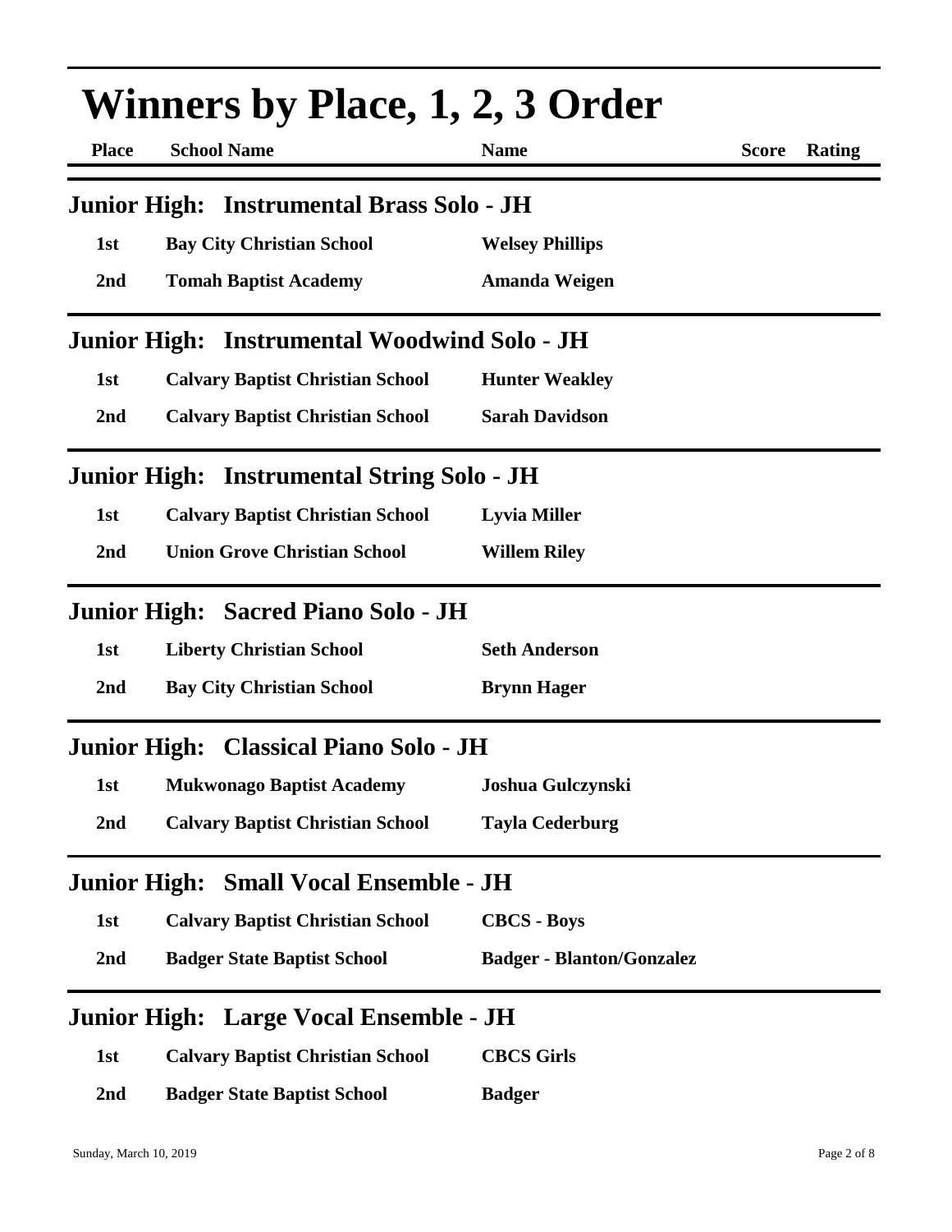# Winners by Place, 1, 2, 3 Order

| Place | School Name | Name | Score | Rating |
|---|---|---|---|---|

## Junior High: Instrumental Brass Solo - JH

| Place | School Name | Name | Score | Rating |
|---|---|---|---|---|
| 1st | Bay City Christian School | Welsey Phillips | | |
| 2nd | Tomah Baptist Academy | Amanda Weigen | | |

## Junior High: Instrumental Woodwind Solo - JH

| Place | School Name | Name | Score | Rating |
|---|---|---|---|---|
| 1st | Calvary Baptist Christian School | Hunter Weakley | | |
| 2nd | Calvary Baptist Christian School | Sarah Davidson | | |

## Junior High: Instrumental String Solo - JH

| Place | School Name | Name | Score | Rating |
|---|---|---|---|---|
| 1st | Calvary Baptist Christian School | Lyvia Miller | | |
| 2nd | Union Grove Christian School | Willem Riley | | |

## Junior High: Sacred Piano Solo - JH

| Place | School Name | Name | Score | Rating |
|---|---|---|---|---|
| 1st | Liberty Christian School | Seth Anderson | | |
| 2nd | Bay City Christian School | Brynn Hager | | |

## Junior High: Classical Piano Solo - JH

| Place | School Name | Name | Score | Rating |
|---|---|---|---|---|
| 1st | Mukwonago Baptist Academy | Joshua Gulczynski | | |
| 2nd | Calvary Baptist Christian School | Tayla Cederburg | | |

## Junior High: Small Vocal Ensemble - JH

| Place | School Name | Name | Score | Rating |
|---|---|---|---|---|
| 1st | Calvary Baptist Christian School | CBCS - Boys | | |
| 2nd | Badger State Baptist School | Badger - Blanton/Gonzalez | | |

## Junior High: Large Vocal Ensemble - JH

| Place | School Name | Name | Score | Rating |
|---|---|---|---|---|
| 1st | Calvary Baptist Christian School | CBCS Girls | | |
| 2nd | Badger State Baptist School | Badger | | |

Sunday, March 10, 2019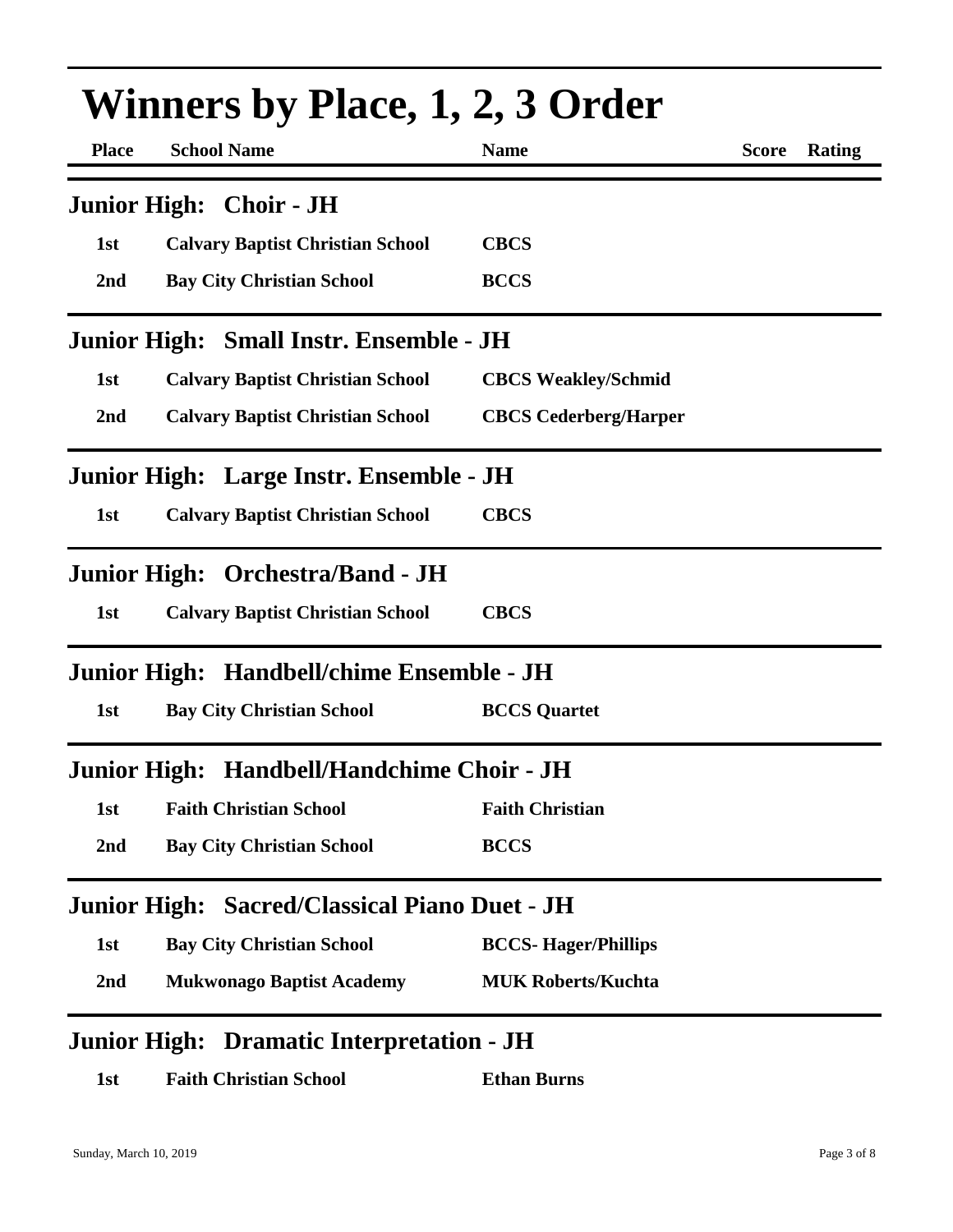# Winners by Place, 1, 2, 3 Order

| Place | School Name | Name | Score | Rating |
| --- | --- | --- | --- | --- |

## Junior High: Choir - JH

| Place | School Name | Name | Score | Rating |
| --- | --- | --- | --- | --- |
| 1st | Calvary Baptist Christian School | CBCS | | |
| 2nd | Bay City Christian School | BCCS | | |

## Junior High: Small Instr. Ensemble - JH

| Place | School Name | Name | Score | Rating |
| --- | --- | --- | --- | --- |
| 1st | Calvary Baptist Christian School | CBCS Weakley/Schmid | | |
| 2nd | Calvary Baptist Christian School | CBCS Cederberg/Harper | | |

## Junior High: Large Instr. Ensemble - JH

| Place | School Name | Name | Score | Rating |
| --- | --- | --- | --- | --- |
| 1st | Calvary Baptist Christian School | CBCS | | |

## Junior High: Orchestra/Band - JH

| Place | School Name | Name | Score | Rating |
| --- | --- | --- | --- | --- |
| 1st | Calvary Baptist Christian School | CBCS | | |

## Junior High: Handbell/chime Ensemble - JH

| Place | School Name | Name | Score | Rating |
| --- | --- | --- | --- | --- |
| 1st | Bay City Christian School | BCCS Quartet | | |

## Junior High: Handbell/Handchime Choir - JH

| Place | School Name | Name | Score | Rating |
| --- | --- | --- | --- | --- |
| 1st | Faith Christian School | Faith Christian | | |
| 2nd | Bay City Christian School | BCCS | | |

## Junior High: Sacred/Classical Piano Duet - JH

| Place | School Name | Name | Score | Rating |
| --- | --- | --- | --- | --- |
| 1st | Bay City Christian School | BCCS- Hager/Phillips | | |
| 2nd | Mukwonago Baptist Academy | MUK Roberts/Kuchta | | |

## Junior High: Dramatic Interpretation - JH

| Place | School Name | Name | Score | Rating |
| --- | --- | --- | --- | --- |
| 1st | Faith Christian School | Ethan Burns | | |

Sunday, March 10, 2019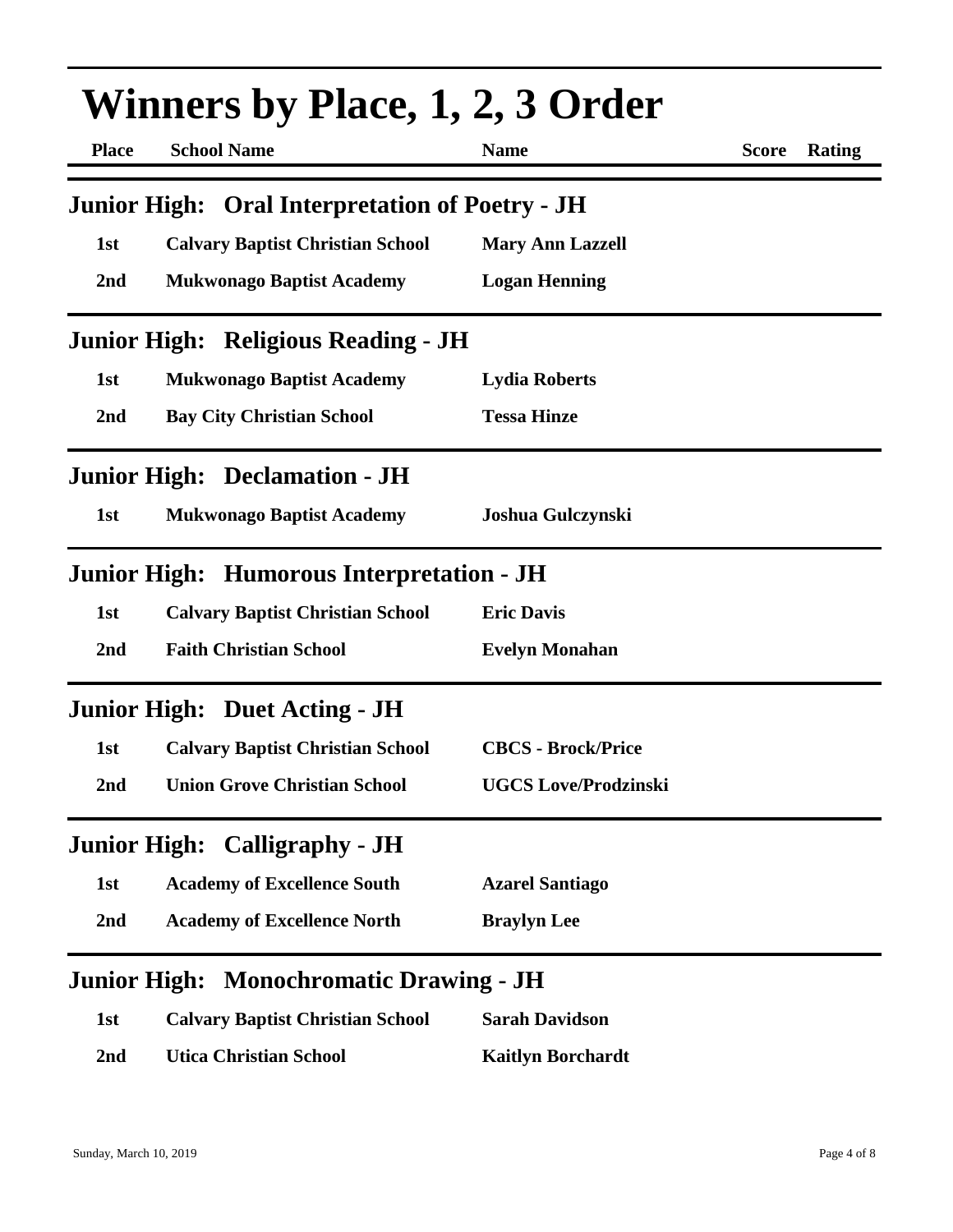# Winners by Place, 1, 2, 3 Order

| Place | School Name | Name | Score | Rating |
|---|---|---|---|---|

## Junior High: Oral Interpretation of Poetry - JH

| Place | School Name | Name | Score | Rating |
|---|---|---|---|---|
| 1st | Calvary Baptist Christian School | Mary Ann Lazzell | | |
| 2nd | Mukwonago Baptist Academy | Logan Henning | | |

## Junior High: Religious Reading - JH

| Place | School Name | Name | Score | Rating |
|---|---|---|---|---|
| 1st | Mukwonago Baptist Academy | Lydia Roberts | | |
| 2nd | Bay City Christian School | Tessa Hinze | | |

## Junior High: Declamation - JH

| Place | School Name | Name | Score | Rating |
|---|---|---|---|---|
| 1st | Mukwonago Baptist Academy | Joshua Gulczynski | | |

## Junior High: Humorous Interpretation - JH

| Place | School Name | Name | Score | Rating |
|---|---|---|---|---|
| 1st | Calvary Baptist Christian School | Eric Davis | | |
| 2nd | Faith Christian School | Evelyn Monahan | | |

## Junior High: Duet Acting - JH

| Place | School Name | Name | Score | Rating |
|---|---|---|---|---|
| 1st | Calvary Baptist Christian School | CBCS - Brock/Price | | |
| 2nd | Union Grove Christian School | UGCS Love/Prodzinski | | |

## Junior High: Calligraphy - JH

| Place | School Name | Name | Score | Rating |
|---|---|---|---|---|
| 1st | Academy of Excellence South | Azarel Santiago | | |
| 2nd | Academy of Excellence North | Braylyn Lee | | |

## Junior High: Monochromatic Drawing - JH

| Place | School Name | Name | Score | Rating |
|---|---|---|---|---|
| 1st | Calvary Baptist Christian School | Sarah Davidson | | |
| 2nd | Utica Christian School | Kaitlyn Borchardt | | |

Sunday, March 10, 2019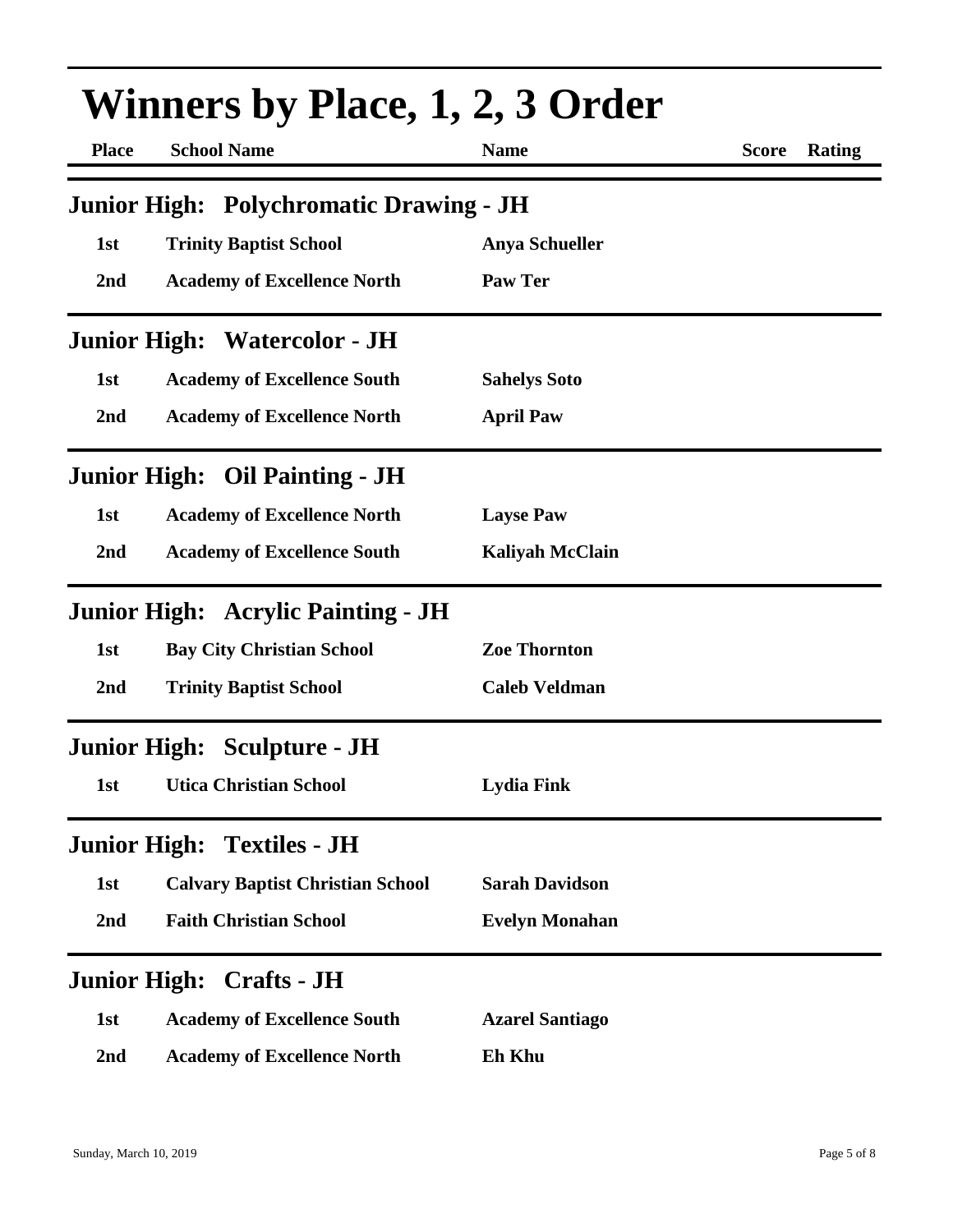# Winners by Place, 1, 2, 3 Order

| Place | School Name | Name | Score | Rating |
|---|---|---|---|---|

## Junior High: Polychromatic Drawing - JH

| Place | School Name | Name | Score | Rating |
|---|---|---|---|---|
| 1st | Trinity Baptist School | Anya Schueller | | |
| 2nd | Academy of Excellence North | Paw Ter | | |

## Junior High: Watercolor - JH

| Place | School Name | Name | Score | Rating |
|---|---|---|---|---|
| 1st | Academy of Excellence South | Sahelys Soto | | |
| 2nd | Academy of Excellence North | April Paw | | |

## Junior High: Oil Painting - JH

| Place | School Name | Name | Score | Rating |
|---|---|---|---|---|
| 1st | Academy of Excellence North | Layse Paw | | |
| 2nd | Academy of Excellence South | Kaliyah McClain | | |

## Junior High: Acrylic Painting - JH

| Place | School Name | Name | Score | Rating |
|---|---|---|---|---|
| 1st | Bay City Christian School | Zoe Thornton | | |
| 2nd | Trinity Baptist School | Caleb Veldman | | |

## Junior High: Sculpture - JH

| Place | School Name | Name | Score | Rating |
|---|---|---|---|---|
| 1st | Utica Christian School | Lydia Fink | | |

## Junior High: Textiles - JH

| Place | School Name | Name | Score | Rating |
|---|---|---|---|---|
| 1st | Calvary Baptist Christian School | Sarah Davidson | | |
| 2nd | Faith Christian School | Evelyn Monahan | | |

## Junior High: Crafts - JH

| Place | School Name | Name | Score | Rating |
|---|---|---|---|---|
| 1st | Academy of Excellence South | Azarel Santiago | | |
| 2nd | Academy of Excellence North | Eh Khu | | |

Sunday, March 10, 2019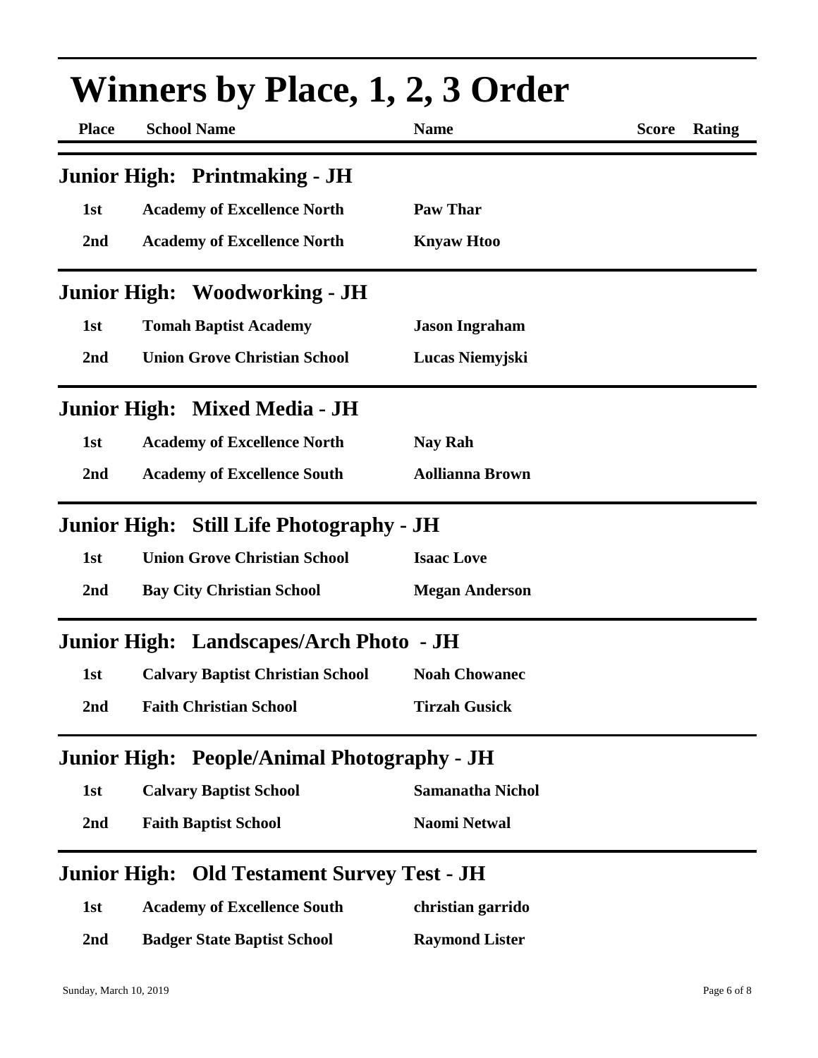# Winners by Place, 1, 2, 3 Order

| Place | School Name | Name | Score | Rating |
|---|---|---|---|---|

## Junior High: Printmaking - JH

| Place | School Name | Name | Score | Rating |
|---|---|---|---|---|
| 1st | Academy of Excellence North | Paw Thar | | |
| 2nd | Academy of Excellence North | Knyaw Htoo | | |

## Junior High: Woodworking - JH

| Place | School Name | Name | Score | Rating |
|---|---|---|---|---|
| 1st | Tomah Baptist Academy | Jason Ingraham | | |
| 2nd | Union Grove Christian School | Lucas Niemyjski | | |

## Junior High: Mixed Media - JH

| Place | School Name | Name | Score | Rating |
|---|---|---|---|---|
| 1st | Academy of Excellence North | Nay Rah | | |
| 2nd | Academy of Excellence South | Aollianna Brown | | |

## Junior High: Still Life Photography - JH

| Place | School Name | Name | Score | Rating |
|---|---|---|---|---|
| 1st | Union Grove Christian School | Isaac Love | | |
| 2nd | Bay City Christian School | Megan Anderson | | |

## Junior High: Landscapes/Arch Photo - JH

| Place | School Name | Name | Score | Rating |
|---|---|---|---|---|
| 1st | Calvary Baptist Christian School | Noah Chowanec | | |
| 2nd | Faith Christian School | Tirzah Gusick | | |

## Junior High: People/Animal Photography - JH

| Place | School Name | Name | Score | Rating |
|---|---|---|---|---|
| 1st | Calvary Baptist School | Samanatha Nichol | | |
| 2nd | Faith Baptist School | Naomi Netwal | | |

## Junior High: Old Testament Survey Test - JH

| Place | School Name | Name | Score | Rating |
|---|---|---|---|---|
| 1st | Academy of Excellence South | christian garrido | | |
| 2nd | Badger State Baptist School | Raymond Lister | | |

Sunday, March 10, 2019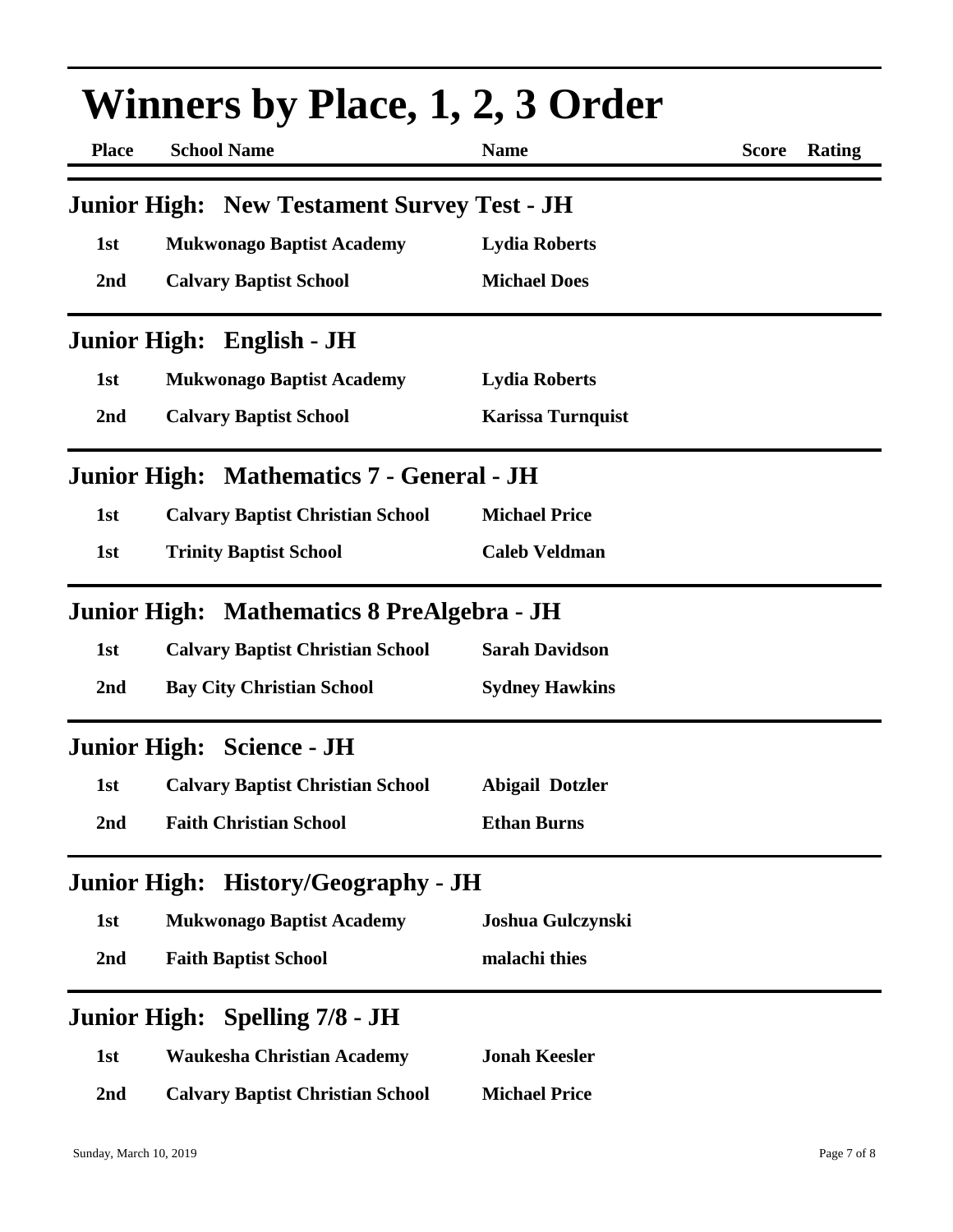# Winners by Place, 1, 2, 3 Order

| Place | School Name | Name | Score | Rating |
|---|---|---|---|---|

## Junior High: New Testament Survey Test - JH

| Place | School Name | Name | Score | Rating |
|---|---|---|---|---|
| 1st | Mukwonago Baptist Academy | Lydia Roberts | | |
| 2nd | Calvary Baptist School | Michael Does | | |

## Junior High: English - JH

| Place | School Name | Name | Score | Rating |
|---|---|---|---|---|
| 1st | Mukwonago Baptist Academy | Lydia Roberts | | |
| 2nd | Calvary Baptist School | Karissa Turnquist | | |

## Junior High: Mathematics 7 - General - JH

| Place | School Name | Name | Score | Rating |
|---|---|---|---|---|
| 1st | Calvary Baptist Christian School | Michael Price | | |
| 1st | Trinity Baptist School | Caleb Veldman | | |

## Junior High: Mathematics 8 PreAlgebra - JH

| Place | School Name | Name | Score | Rating |
|---|---|---|---|---|
| 1st | Calvary Baptist Christian School | Sarah Davidson | | |
| 2nd | Bay City Christian School | Sydney Hawkins | | |

## Junior High: Science - JH

| Place | School Name | Name | Score | Rating |
|---|---|---|---|---|
| 1st | Calvary Baptist Christian School | Abigail Dotzler | | |
| 2nd | Faith Christian School | Ethan Burns | | |

## Junior High: History/Geography - JH

| Place | School Name | Name | Score | Rating |
|---|---|---|---|---|
| 1st | Mukwonago Baptist Academy | Joshua Gulczynski | | |
| 2nd | Faith Baptist School | malachi thies | | |

## Junior High: Spelling 7/8 - JH

| Place | School Name | Name | Score | Rating |
|---|---|---|---|---|
| 1st | Waukesha Christian Academy | Jonah Keesler | | |
| 2nd | Calvary Baptist Christian School | Michael Price | | |

Sunday, March 10, 2019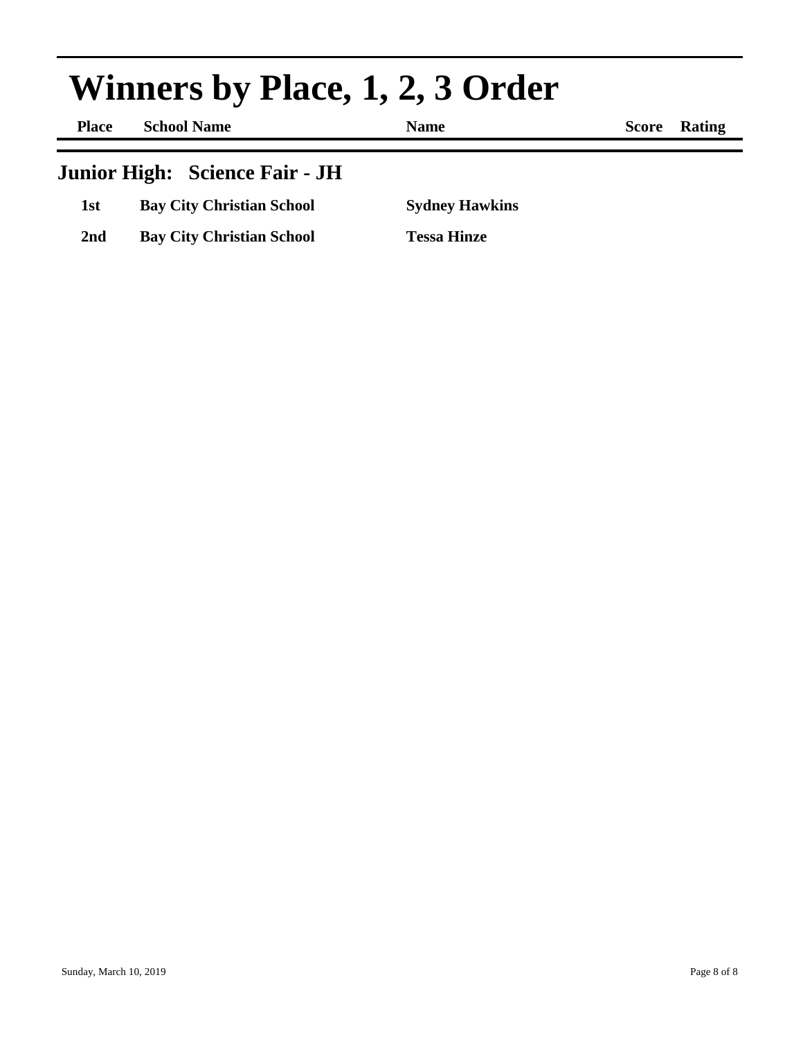# Winners by Place, 1, 2, 3 Order

## Junior High: Science Fair - JH

| Place | School Name | Name | Score | Rating |
|---|---|---|---|---|
| 1st | **Bay City Christian School** | **Sydney Hawkins** | | |
| 2nd | **Bay City Christian School** | **Tessa Hinze** | | |

Sunday, March 10, 2019